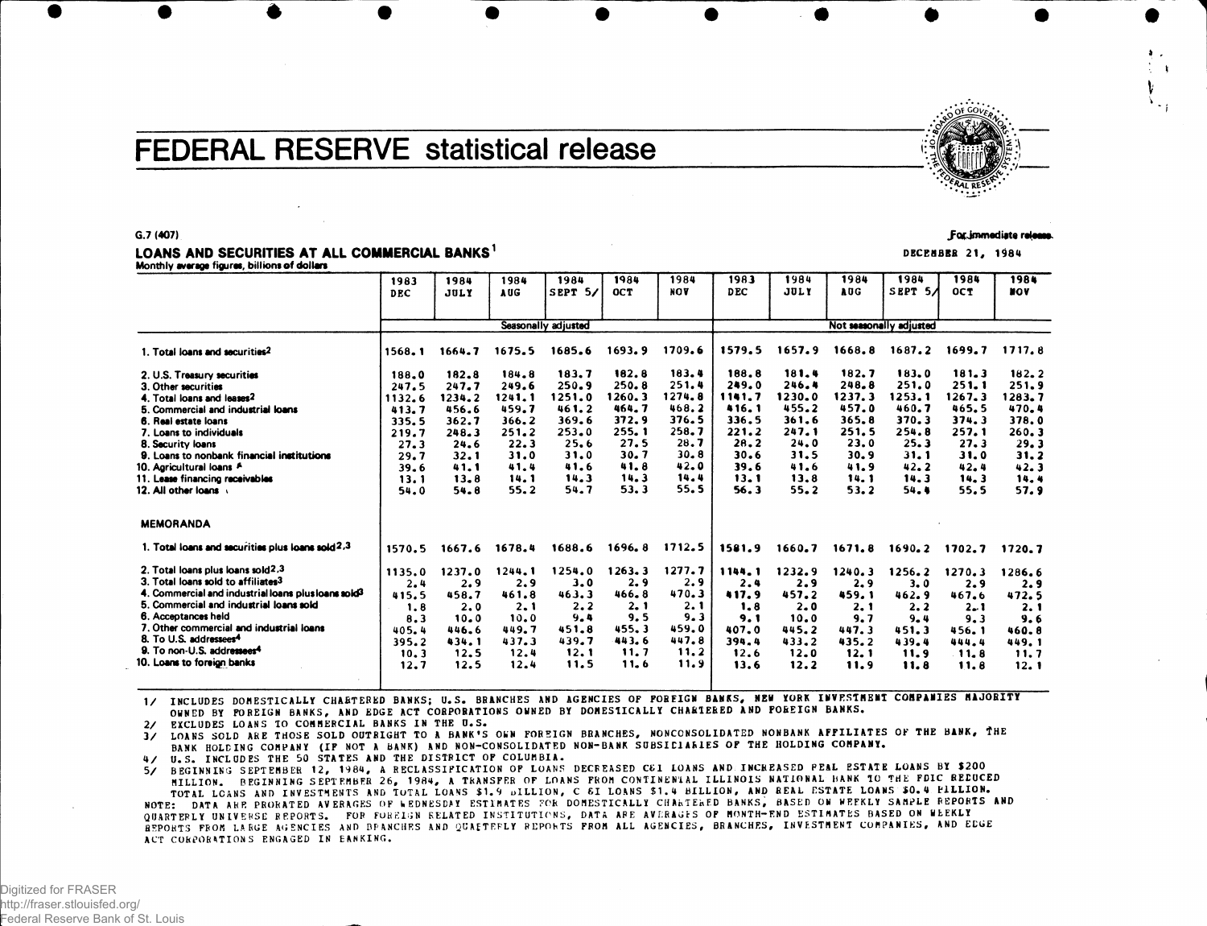# FEDERAL RESERVE statistical release

G.7 (407)

For immediate release.

DECEMBER 21, 1984

## LOANS AND SECURITIES AT ALL COMMERCIAL BANKS[1]

Monthly average figures, billions of dollars

| | 1983 DEC | 1984 JULY | 1984 AUG | 1984 SEPT 5/ | 1984 OCT | 1984 NOV | 1983 DEC | 1984 JULY | 1984 AUG | 1984 SEPT 5/ | 1984 OCT | 1984 NOV |
|---|---|---|---|---|---|---|---|---|---|---|---|---|
| | Seasonally adjusted | | | | | | Not seasonally adjusted | | | | | |
| 1. Total loans and securities[2] | 1568.1 | 1664.7 | 1675.5 | 1685.6 | 1693.9 | 1709.6 | 1579.5 | 1657.9 | 1668.8 | 1687.2 | 1699.7 | 1717.8 |
| 2. U.S. Treasury securities | 188.0 | 182.8 | 184.8 | 183.7 | 182.8 | 183.4 | 188.8 | 181.4 | 182.7 | 183.0 | 181.3 | 182.2 |
| 3. Other securities | 247.5 | 247.7 | 249.6 | 250.9 | 250.8 | 251.4 | 249.0 | 246.4 | 248.8 | 251.0 | 251.1 | 251.9 |
| 4. Total loans and leases[2] | 1132.6 | 1234.2 | 1241.1 | 1251.0 | 1260.3 | 1274.8 | 1141.7 | 1230.0 | 1237.3 | 1253.1 | 1267.3 | 1283.7 |
| 5. Commercial and industrial loans | 413.7 | 456.6 | 459.7 | 461.2 | 464.7 | 468.2 | 416.1 | 455.2 | 457.0 | 460.7 | 465.5 | 470.4 |
| 6. Real estate loans | 335.5 | 362.7 | 366.2 | 369.6 | 372.9 | 376.5 | 336.5 | 361.6 | 365.8 | 370.3 | 374.3 | 378.0 |
| 7. Loans to individuals | 219.7 | 248.3 | 251.2 | 253.0 | 255.1 | 258.7 | 221.2 | 247.1 | 251.5 | 254.8 | 257.1 | 260.3 |
| 8. Security loans | 27.3 | 24.6 | 22.3 | 25.6 | 27.5 | 28.7 | 28.2 | 24.0 | 23.0 | 25.3 | 27.3 | 29.3 |
| 9. Loans to nonbank financial institutions | 29.7 | 32.1 | 31.0 | 31.0 | 30.7 | 30.8 | 30.6 | 31.5 | 30.9 | 31.1 | 31.0 | 31.2 |
| 10. Agricultural loans | 39.6 | 41.1 | 41.4 | 41.6 | 41.8 | 42.0 | 39.6 | 41.6 | 41.9 | 42.2 | 42.4 | 42.3 |
| 11. Lease financing receivables | 13.1 | 13.8 | 14.1 | 14.3 | 14.3 | 14.4 | 13.1 | 13.8 | 14.1 | 14.3 | 14.3 | 14.4 |
| 12. All other loans | 54.0 | 54.8 | 55.2 | 54.7 | 53.3 | 55.5 | 56.3 | 55.2 | 53.2 | 54.4 | 55.5 | 57.9 |
| **MEMORANDA** | | | | | | | | | | | | |
| 1. Total loans and securities plus loans sold[2,3] | 1570.5 | 1667.6 | 1678.4 | 1688.6 | 1696.8 | 1712.5 | 1581.9 | 1660.7 | 1671.8 | 1690.2 | 1702.7 | 1720.7 |
| 2. Total loans plus loans sold[2,3] | 1135.0 | 1237.0 | 1244.1 | 1254.0 | 1263.3 | 1277.7 | 1144.1 | 1232.9 | 1240.3 | 1256.2 | 1270.3 | 1286.6 |
| 3. Total loans sold to affiliates[3] | 2.4 | 2.9 | 2.9 | 3.0 | 2.9 | 2.9 | 2.4 | 2.9 | 2.9 | 3.0 | 2.9 | 2.9 |
| 4. Commercial and industrial loans plus loans sold[3] | 415.5 | 458.7 | 461.8 | 463.3 | 466.8 | 470.3 | 417.9 | 457.2 | 459.1 | 462.9 | 467.6 | 472.5 |
| 5. Commercial and industrial loans sold | 1.8 | 2.0 | 2.1 | 2.2 | 2.1 | 2.1 | 1.8 | 2.0 | 2.1 | 2.2 | 2.1 | 2.1 |
| 6. Acceptances held | 8.3 | 10.0 | 10.0 | 9.4 | 9.5 | 9.3 | 9.1 | 10.0 | 9.7 | 9.4 | 9.3 | 9.6 |
| 7. Other commercial and industrial loans | 405.4 | 446.6 | 449.7 | 451.8 | 455.3 | 459.0 | 407.0 | 445.2 | 447.3 | 451.3 | 456.1 | 460.8 |
| 8. To U.S. addressees[4] | 395.2 | 434.1 | 437.3 | 439.7 | 443.6 | 447.8 | 394.4 | 433.2 | 435.2 | 439.4 | 444.4 | 449.1 |
| 9. To non-U.S. addressees[4] | 10.3 | 12.5 | 12.4 | 12.1 | 11.7 | 11.2 | 12.6 | 12.0 | 12.1 | 11.9 | 11.8 | 11.7 |
| 10. Loans to foreign banks | 12.7 | 12.5 | 12.4 | 11.5 | 11.6 | 11.9 | 13.6 | 12.2 | 11.9 | 11.8 | 11.8 | 12.1 |

1/ INCLUDES DOMESTICALLY CHARTERED BANKS; U.S. BRANCHES AND AGENCIES OF FOREIGN BANKS, NEW YORK INVESTMENT COMPANIES MAJORITY OWNED BY FOREIGN BANKS, AND EDGE ACT CORPORATIONS OWNED BY DOMESTICALLY CHARTERED AND FOREIGN BANKS.

2/ EXCLUDES LOANS TO COMMERCIAL BANKS IN THE U.S.

3/ LOANS SOLD ARE THOSE SOLD OUTRIGHT TO A BANK'S OWN FOREIGN BRANCHES, NONCONSOLIDATED NONBANK AFFILIATES OF THE BANK, THE BANK HOLDING COMPANY (IF NOT A BANK) AND NON-CONSOLIDATED NON-BANK SUBSIDIARIES OF THE HOLDING COMPANY.

4/ U.S. INCLUDES THE 50 STATES AND THE DISTRICT OF COLUMBIA.

5/ BEGINNING SEPTEMBER 12, 1984, A RECLASSIFICATION OF LOANS DECREASED C&I LOANS AND INCREASED REAL ESTATE LOANS BY $200 MILLION. BEGINNING SEPTEMBER 26, 1984, A TRANSFER OF LOANS FROM CONTINENTAL ILLINOIS NATIONAL BANK TO THE FDIC REDUCED TOTAL LOANS AND INVESTMENTS AND TOTAL LOANS $1.9 BILLION, C&I LOANS $1.4 BILLION, AND REAL ESTATE LOANS $0.4 BILLION.

NOTE: DATA ARE PRORATED AVERAGES OF WEDNESDAY ESTIMATES FOR DOMESTICALLY CHARTERED BANKS, BASED ON WEEKLY SAMPLE REPORTS AND QUARTERLY UNIVERSE REPORTS. FOR FOREIGN RELATED INSTITUTIONS, DATA ARE AVERAGES OF MONTH-END ESTIMATES BASED ON WEEKLY REPORTS FROM LARGE AGENCIES AND BRANCHES AND QUARTERLY REPORTS FROM ALL AGENCIES, BRANCHES, INVESTMENT COMPANIES, AND EDGE ACT CORPORATIONS ENGAGED IN BANKING.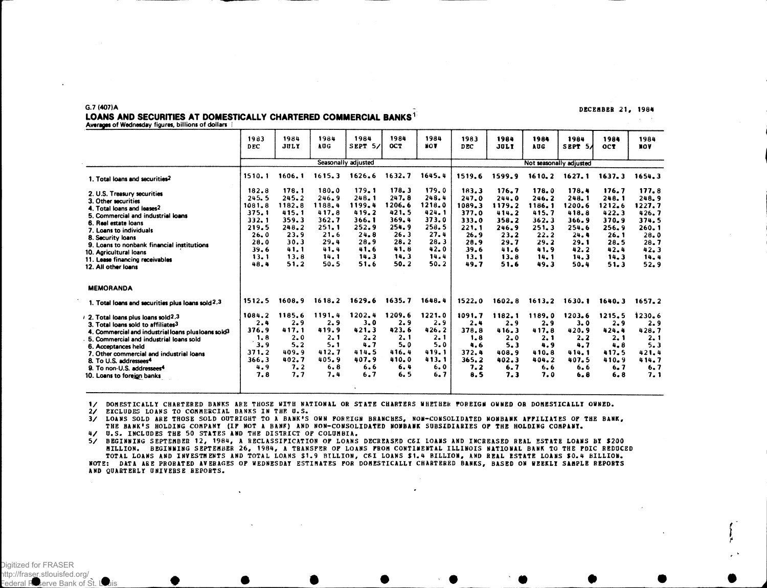G.7 (407)A

DECEMBER 21, 1984

## LOANS AND SECURITIES AT DOMESTICALLY CHARTERED COMMERCIAL BANKS[1]

Averages of Wednesday figures, billions of dollars

| | 1983 DEC | 1984 JULY | 1984 AUG | 1984 SEPT 5/ | 1984 OCT | 1984 NOV | 1983 DEC | 1984 JULY | 1984 AUG | 1984 SEPT 5/ | 1984 OCT | 1984 NOV |
|---|---|---|---|---|---|---|---|---|---|---|---|---|
| | Seasonally adjusted | | | | | | Not seasonally adjusted | | | | | |
| 1. Total loans and securities[2] | 1510.1 | 1606.1 | 1615.3 | 1626.6 | 1632.7 | 1645.4 | 1519.6 | 1599.9 | 1610.2 | 1627.1 | 1637.3 | 1654.3 |
| 2. U.S. Treasury securities | 182.8 | 178.1 | 180.0 | 179.1 | 178.3 | 179.0 | 183.3 | 176.7 | 178.0 | 178.4 | 176.7 | 177.8 |
| 3. Other securities | 245.5 | 245.2 | 246.9 | 248.1 | 247.8 | 248.4 | 247.0 | 244.0 | 246.2 | 248.1 | 248.1 | 248.9 |
| 4. Total loans and leases[2] | 1081.8 | 1182.8 | 1188.4 | 1199.4 | 1206.6 | 1218.0 | 1089.3 | 1179.2 | 1186.1 | 1200.6 | 1212.6 | 1227.7 |
| 5. Commercial and industrial loans | 375.1 | 415.1 | 417.8 | 419.2 | 421.5 | 424.1 | 377.0 | 414.2 | 415.7 | 418.8 | 422.3 | 426.7 |
| 6. Real estate loans | 332.1 | 359.3 | 362.7 | 366.1 | 369.4 | 373.0 | 333.0 | 358.2 | 362.3 | 366.9 | 370.9 | 374.5 |
| 7. Loans to individuals | 219.5 | 248.2 | 251.1 | 252.9 | 254.9 | 258.5 | 221.1 | 246.9 | 251.3 | 254.6 | 256.9 | 260.1 |
| 8. Security loans | 26.0 | 23.9 | 21.6 | 24.8 | 26.3 | 27.4 | 26.9 | 23.2 | 22.2 | 24.4 | 26.1 | 28.0 |
| 9. Loans to nonbank financial institutions | 28.0 | 30.3 | 29.4 | 28.9 | 28.2 | 28.3 | 28.9 | 29.7 | 29.2 | 29.1 | 28.5 | 28.7 |
| 10. Agricultural loans | 39.6 | 41.1 | 41.4 | 41.6 | 41.8 | 42.0 | 39.6 | 41.6 | 41.9 | 42.2 | 42.4 | 42.3 |
| 11. Lease financing receivables | 13.1 | 13.8 | 14.1 | 14.3 | 14.3 | 14.4 | 13.1 | 13.8 | 14.1 | 14.3 | 14.3 | 14.4 |
| 12. All other loans | 48.4 | 51.2 | 50.5 | 51.6 | 50.2 | 50.2 | 49.7 | 51.6 | 49.3 | 50.4 | 51.3 | 52.9 |
| **MEMORANDA** | | | | | | | | | | | | |
| 1. Total loans and securities plus loans sold[2,3] | 1512.5 | 1608.9 | 1618.2 | 1629.6 | 1635.7 | 1648.4 | 1522.0 | 1602.8 | 1613.2 | 1630.1 | 1640.3 | 1657.2 |
| 2. Total loans plus loans sold[2,3] | 1084.2 | 1185.6 | 1191.4 | 1202.4 | 1209.6 | 1221.0 | 1091.7 | 1182.1 | 1189.0 | 1203.6 | 1215.5 | 1230.6 |
| 3. Total loans sold to affiliates[3] | 2.4 | 2.9 | 2.9 | 3.0 | 2.9 | 2.9 | 2.4 | 2.9 | 2.9 | 3.0 | 2.9 | 2.9 |
| 4. Commercial and industrial loans plus loans sold[3] | 376.9 | 417.1 | 419.9 | 421.3 | 423.6 | 426.2 | 378.8 | 416.3 | 417.8 | 420.9 | 424.4 | 428.7 |
| 5. Commercial and industrial loans sold | 1.8 | 2.0 | 2.1 | 2.2 | 2.1 | 2.1 | 1.8 | 2.0 | 2.1 | 2.2 | 2.1 | 2.1 |
| 6. Acceptances held | 3.9 | 5.2 | 5.1 | 4.7 | 5.0 | 5.0 | 4.6 | 5.3 | 4.9 | 4.7 | 4.8 | 5.3 |
| 7. Other commercial and industrial loans | 371.2 | 409.9 | 412.7 | 414.5 | 416.4 | 419.1 | 372.4 | 408.9 | 410.8 | 414.1 | 417.5 | 421.4 |
| 8. To U.S. addressees[4] | 366.3 | 402.7 | 405.9 | 407.9 | 410.0 | 413.1 | 365.2 | 402.3 | 404.2 | 407.5 | 410.9 | 414.7 |
| 9. To non-U.S. addressees[4] | 4.9 | 7.2 | 6.8 | 6.6 | 6.4 | 6.0 | 7.2 | 6.7 | 6.6 | 6.6 | 6.7 | 6.7 |
| 10. Loans to foreign banks | 7.8 | 7.7 | 7.4 | 6.7 | 6.5 | 6.7 | 8.5 | 7.3 | 7.0 | 6.8 | 6.8 | 7.1 |

1/ DOMESTICALLY CHARTERED BANKS ARE THOSE WITH NATIONAL OR STATE CHARTERS WHETHER FOREIGN OWNED OR DOMESTICALLY OWNED.
2/ EXCLUDES LOANS TO COMMERCIAL BANKS IN THE U.S.
3/ LOANS SOLD ARE THOSE SOLD OUTRIGHT TO A BANK'S OWN FOREIGN BRANCHES, NON-CONSOLIDATED NONBANK AFFILIATES OF THE BANK, THE BANK'S HOLDING COMPANY (IF NOT A BANK) AND NON-CONSOLIDATED NONBANK SUBSIDIARIES OF THE HOLDING COMPANY.
4/ U.S. INCLUDES THE 50 STATES AND THE DISTRICT OF COLUMBIA.
5/ BEGINNING SEPTEMBER 12, 1984, A RECLASSIFICATION OF LOANS DECREASED C&I LOANS AND INCREASED REAL ESTATE LOANS BY $200 MILLION. BEGINNING SEPTEMBER 26, 1984, A TRANSFER OF LOANS FROM CONTINENTAL ILLINOIS NATIONAL BANK TO THE FDIC REDUCED TOTAL LOANS AND INVESTMENTS AND TOTAL LOANS $1.9 BILLION, C&I LOANS $1.4 BILLION, AND REAL ESTATE LOANS $0.4 BILLION.
NOTE: DATA ARE PRORATED AVERAGES OF WEDNESDAY ESTIMATES FOR DOMESTICALLY CHARTERED BANKS, BASED ON WEEKLY SAMPLE REPORTS AND QUARTERLY UNIVERSE REPORTS.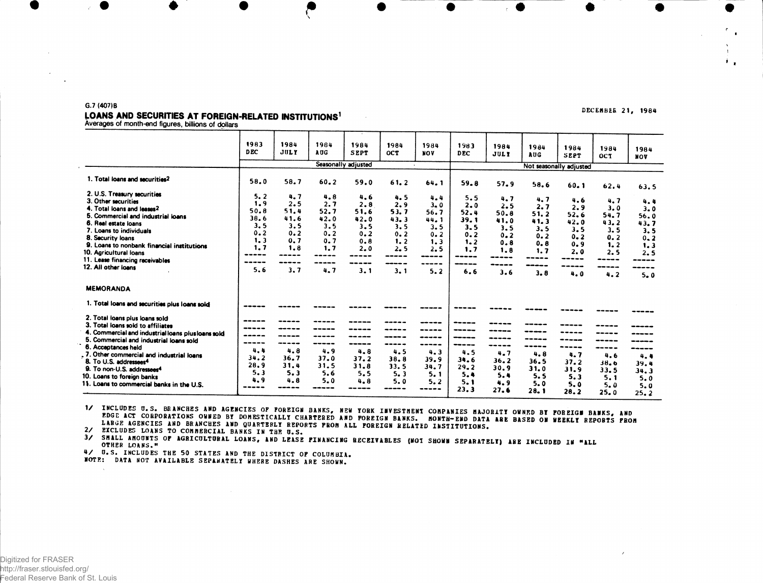G.7 (407)B

DECEMBER 21, 1984

# LOANS AND SECURITIES AT FOREIGN-RELATED INSTITUTIONS[1]

Averages of month-end figures, billions of dollars

| | 1983 DEC | 1984 JULY | 1984 AUG | 1984 SEPT | 1984 OCT | 1984 NOV | 1983 DEC | 1984 JULY | 1984 AUG | 1984 SEPT | 1984 OCT | 1984 NOV |
|---|---|---|---|---|---|---|---|---|---|---|---|---|
| | Seasonally adjusted | | | | | | Not seasonally adjusted | | | | | |
| 1. Total loans and securities[2] | 58.0 | 58.7 | 60.2 | 59.0 | 61.2 | 64.1 | 59.8 | 57.9 | 58.6 | 60.1 | 62.4 | 63.5 |
| 2. U.S. Treasury securities | 5.2 | 4.7 | 4.8 | 4.6 | 4.5 | 4.4 | 5.5 | 4.7 | 4.7 | 4.6 | 4.7 | 4.4 |
| 3. Other securities | 1.9 | 2.5 | 2.7 | 2.8 | 2.9 | 3.0 | 2.0 | 2.5 | 2.7 | 2.9 | 3.0 | 3.0 |
| 4. Total loans and leases[2] | 50.8 | 51.4 | 52.7 | 51.6 | 53.7 | 56.7 | 52.4 | 50.8 | 51.2 | 52.6 | 54.7 | 56.0 |
| 5. Commercial and industrial loans | 38.6 | 41.6 | 42.0 | 42.0 | 43.3 | 44.1 | 39.1 | 41.0 | 41.3 | 42.0 | 43.2 | 43.7 |
| 6. Real estate loans | 3.5 | 3.5 | 3.5 | 3.5 | 3.5 | 3.5 | 3.5 | 3.5 | 3.5 | 3.5 | 3.5 | 3.5 |
| 7. Loans to individuals | 0.2 | 0.2 | 0.2 | 0.2 | 0.2 | 0.2 | 0.2 | 0.2 | 0.2 | 0.2 | 0.2 | 0.2 |
| 8. Security loans | 1.3 | 0.7 | 0.7 | 0.8 | 1.2 | 1.3 | 1.2 | 0.8 | 0.8 | 0.9 | 1.2 | 1.3 |
| 9. Loans to nonbank financial institutions | 1.7 | 1.8 | 1.7 | 2.0 | 2.5 | 2.5 | 1.7 | 1.8 | 1.7 | 2.0 | 2.5 | 2.5 |
| 10. Agricultural loans | ----- | ----- | ----- | ----- | ----- | ----- | ----- | ----- | ----- | ----- | ----- | ----- |
| 11. Lease financing receivables | ----- | ----- | ----- | ----- | ----- | ----- | ----- | ----- | ----- | ----- | ----- | ----- |
| 12. All other loans | 5.6 | 3.7 | 4.7 | 3.1 | 3.1 | 5.2 | 6.6 | 3.6 | 3.8 | 4.0 | 4.2 | 5.0 |
| **MEMORANDA** | | | | | | | | | | | | |
| 1. Total loans and securities plus loans sold | ----- | ----- | ----- | ----- | ----- | ----- | ----- | ----- | ----- | ----- | ----- | ----- |
| 2. Total loans plus loans sold | ----- | ----- | ----- | ----- | ----- | ----- | ----- | ----- | ----- | ----- | ----- | ----- |
| 3. Total loans sold to affiliates | ----- | ----- | ----- | ----- | ----- | ----- | ----- | ----- | ----- | ----- | ----- | ----- |
| 4. Commercial and industrial loans plus loans sold | ----- | ----- | ----- | ----- | ----- | ----- | ----- | ----- | ----- | ----- | ----- | ----- |
| 5. Commercial and industrial loans sold | ----- | ----- | ----- | ----- | ----- | ----- | ----- | ----- | ----- | ----- | ----- | ----- |
| 6. Acceptances held | 4.4 | 4.8 | 4.9 | 4.8 | 4.5 | 4.3 | 4.5 | 4.7 | 4.8 | 4.7 | 4.6 | 4.4 |
| 7. Other commercial and industrial loans | 34.2 | 36.7 | 37.0 | 37.2 | 38.8 | 39.9 | 34.6 | 36.2 | 36.5 | 37.2 | 38.6 | 39.4 |
| 8. To U.S. addressees[4] | 28.9 | 31.4 | 31.5 | 31.8 | 33.5 | 34.7 | 29.2 | 30.9 | 31.0 | 31.9 | 33.5 | 34.3 |
| 9. To non-U.S. addressees[4] | 5.3 | 5.3 | 5.6 | 5.5 | 5.3 | 5.1 | 5.4 | 5.4 | 5.5 | 5.3 | 5.1 | 5.0 |
| 10. Loans to foreign banks | 4.9 | 4.8 | 5.0 | 4.8 | 5.0 | 5.2 | 5.1 | 4.9 | 5.0 | 5.0 | 5.0 | 5.0 |
| 11. Loans to commercial banks in the U.S. | ----- | ----- | ----- | ----- | ----- | ----- | 23.3 | 27.6 | 28.1 | 28.2 | 25.0 | 25.2 |

1/ INCLUDES U.S. BRANCHES AND AGENCIES OF FOREIGN BANKS, NEW YORK INVESTMENT COMPANIES MAJORITY OWNED BY FOREIGN BANKS, AND EDGE ACT CORPORATIONS OWNED BY DOMESTICALLY CHARTERED AND FOREIGN BANKS. MONTH-END DATA ARE BASED ON WEEKLY REPORTS FROM LARGE AGENCIES AND BRANCHES AND QUARTERLY REPORTS FROM ALL FOREIGN RELATED INSTITUTIONS.
2/ EXCLUDES LOANS TO COMMERCIAL BANKS IN THE U.S.
3/ SMALL AMOUNTS OF AGRICULTURAL LOANS, AND LEASE FINANCING RECEIVABLES (NOT SHOWN SEPARATELY) ARE INCLUDED IN "ALL OTHER LOANS."
4/ U.S. INCLUDES THE 50 STATES AND THE DISTRICT OF COLUMBIA.
NOTE: DATA NOT AVAILABLE SEPARATELY WHERE DASHES ARE SHOWN.